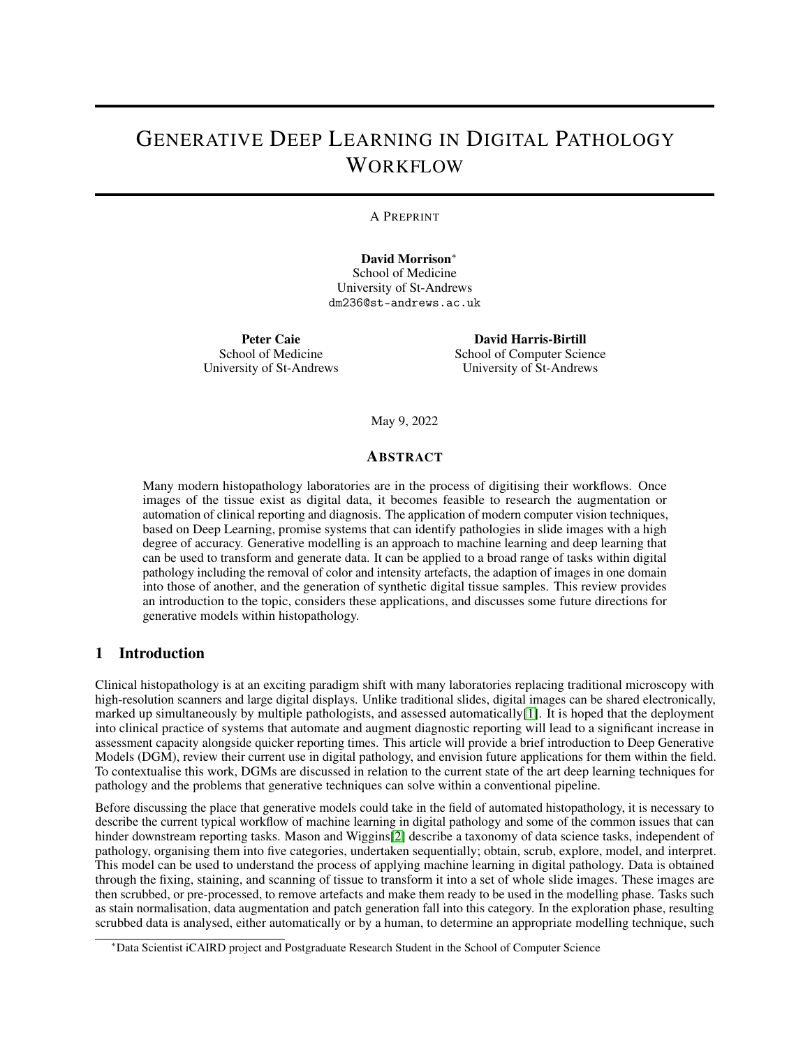# Generative Deep Learning in Digital Pathology Workflow

A Preprint

**David Morrison**[*]
School of Medicine
University of St-Andrews
dm236@st-andrews.ac.uk

**Peter Caie**
School of Medicine
University of St-Andrews

**David Harris-Birtill**
School of Computer Science
University of St-Andrews

May 9, 2022

## Abstract

Many modern histopathology laboratories are in the process of digitising their workflows. Once images of the tissue exist as digital data, it becomes feasible to research the augmentation or automation of clinical reporting and diagnosis. The application of modern computer vision techniques, based on Deep Learning, promise systems that can identify pathologies in slide images with a high degree of accuracy. Generative modelling is an approach to machine learning and deep learning that can be used to transform and generate data. It can be applied to a broad range of tasks within digital pathology including the removal of color and intensity artefacts, the adaption of images in one domain into those of another, and the generation of synthetic digital tissue samples. This review provides an introduction to the topic, considers these applications, and discusses some future directions for generative models within histopathology.

## 1 Introduction

Clinical histopathology is at an exciting paradigm shift with many laboratories replacing traditional microscopy with high-resolution scanners and large digital displays. Unlike traditional slides, digital images can be shared electronically, marked up simultaneously by multiple pathologists, and assessed automatically[1]. It is hoped that the deployment into clinical practice of systems that automate and augment diagnostic reporting will lead to a significant increase in assessment capacity alongside quicker reporting times. This article will provide a brief introduction to Deep Generative Models (DGM), review their current use in digital pathology, and envision future applications for them within the field. To contextualise this work, DGMs are discussed in relation to the current state of the art deep learning techniques for pathology and the problems that generative techniques can solve within a conventional pipeline.

Before discussing the place that generative models could take in the field of automated histopathology, it is necessary to describe the current typical workflow of machine learning in digital pathology and some of the common issues that can hinder downstream reporting tasks. Mason and Wiggins[2] describe a taxonomy of data science tasks, independent of pathology, organising them into five categories, undertaken sequentially; obtain, scrub, explore, model, and interpret. This model can be used to understand the process of applying machine learning in digital pathology. Data is obtained through the fixing, staining, and scanning of tissue to transform it into a set of whole slide images. These images are then scrubbed, or pre-processed, to remove artefacts and make them ready to be used in the modelling phase. Tasks such as stain normalisation, data augmentation and patch generation fall into this category. In the exploration phase, resulting scrubbed data is analysed, either automatically or by a human, to determine an appropriate modelling technique, such

[*] Data Scientist iCAIRD project and Postgraduate Research Student in the School of Computer Science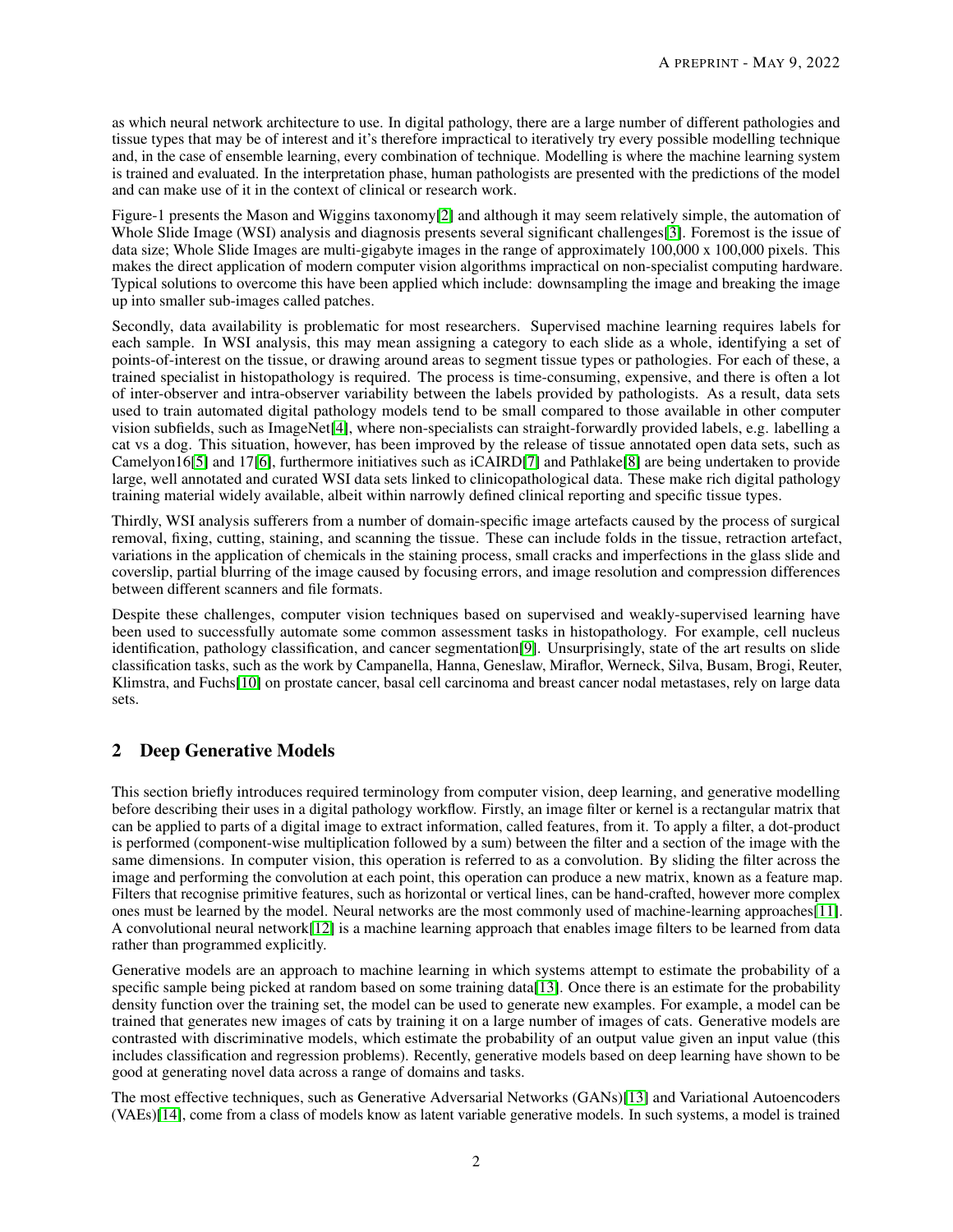as which neural network architecture to use. In digital pathology, there are a large number of different pathologies and tissue types that may be of interest and it's therefore impractical to iteratively try every possible modelling technique and, in the case of ensemble learning, every combination of technique. Modelling is where the machine learning system is trained and evaluated. In the interpretation phase, human pathologists are presented with the predictions of the model and can make use of it in the context of clinical or research work.

Figure-1 presents the Mason and Wiggins taxonomy[2] and although it may seem relatively simple, the automation of Whole Slide Image (WSI) analysis and diagnosis presents several significant challenges[3]. Foremost is the issue of data size; Whole Slide Images are multi-gigabyte images in the range of approximately 100,000 x 100,000 pixels. This makes the direct application of modern computer vision algorithms impractical on non-specialist computing hardware. Typical solutions to overcome this have been applied which include: downsampling the image and breaking the image up into smaller sub-images called patches.

Secondly, data availability is problematic for most researchers. Supervised machine learning requires labels for each sample. In WSI analysis, this may mean assigning a category to each slide as a whole, identifying a set of points-of-interest on the tissue, or drawing around areas to segment tissue types or pathologies. For each of these, a trained specialist in histopathology is required. The process is time-consuming, expensive, and there is often a lot of inter-observer and intra-observer variability between the labels provided by pathologists. As a result, data sets used to train automated digital pathology models tend to be small compared to those available in other computer vision subfields, such as ImageNet[4], where non-specialists can straight-forwardly provided labels, e.g. labelling a cat vs a dog. This situation, however, has been improved by the release of tissue annotated open data sets, such as Camelyon16[5] and 17[6], furthermore initiatives such as iCAIRD[7] and Pathlake[8] are being undertaken to provide large, well annotated and curated WSI data sets linked to clinicopathological data. These make rich digital pathology training material widely available, albeit within narrowly defined clinical reporting and specific tissue types.

Thirdly, WSI analysis sufferers from a number of domain-specific image artefacts caused by the process of surgical removal, fixing, cutting, staining, and scanning the tissue. These can include folds in the tissue, retraction artefact, variations in the application of chemicals in the staining process, small cracks and imperfections in the glass slide and coverslip, partial blurring of the image caused by focusing errors, and image resolution and compression differences between different scanners and file formats.

Despite these challenges, computer vision techniques based on supervised and weakly-supervised learning have been used to successfully automate some common assessment tasks in histopathology. For example, cell nucleus identification, pathology classification, and cancer segmentation[9]. Unsurprisingly, state of the art results on slide classification tasks, such as the work by Campanella, Hanna, Geneslaw, Miraflor, Werneck, Silva, Busam, Brogi, Reuter, Klimstra, and Fuchs[10] on prostate cancer, basal cell carcinoma and breast cancer nodal metastases, rely on large data sets.

## 2 Deep Generative Models

This section briefly introduces required terminology from computer vision, deep learning, and generative modelling before describing their uses in a digital pathology workflow. Firstly, an image filter or kernel is a rectangular matrix that can be applied to parts of a digital image to extract information, called features, from it. To apply a filter, a dot-product is performed (component-wise multiplication followed by a sum) between the filter and a section of the image with the same dimensions. In computer vision, this operation is referred to as a convolution. By sliding the filter across the image and performing the convolution at each point, this operation can produce a new matrix, known as a feature map. Filters that recognise primitive features, such as horizontal or vertical lines, can be hand-crafted, however more complex ones must be learned by the model. Neural networks are the most commonly used of machine-learning approaches[11]. A convolutional neural network[12] is a machine learning approach that enables image filters to be learned from data rather than programmed explicitly.

Generative models are an approach to machine learning in which systems attempt to estimate the probability of a specific sample being picked at random based on some training data[13]. Once there is an estimate for the probability density function over the training set, the model can be used to generate new examples. For example, a model can be trained that generates new images of cats by training it on a large number of images of cats. Generative models are contrasted with discriminative models, which estimate the probability of an output value given an input value (this includes classification and regression problems). Recently, generative models based on deep learning have shown to be good at generating novel data across a range of domains and tasks.

The most effective techniques, such as Generative Adversarial Networks (GANs)[13] and Variational Autoencoders (VAEs)[14], come from a class of models know as latent variable generative models. In such systems, a model is trained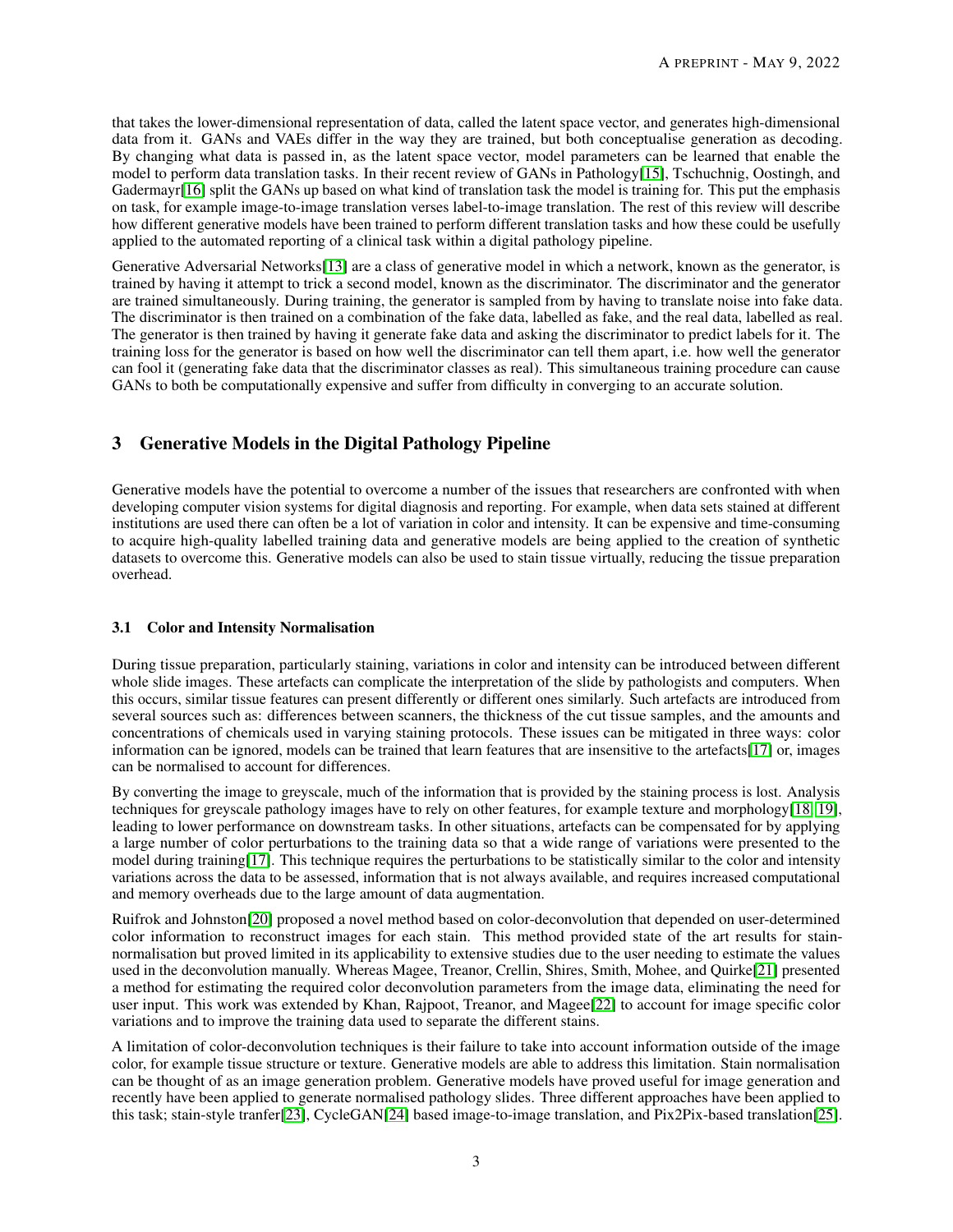that takes the lower-dimensional representation of data, called the latent space vector, and generates high-dimensional data from it. GANs and VAEs differ in the way they are trained, but both conceptualise generation as decoding. By changing what data is passed in, as the latent space vector, model parameters can be learned that enable the model to perform data translation tasks. In their recent review of GANs in Pathology[15], Tschuchnig, Oostingh, and Gadermayr[16] split the GANs up based on what kind of translation task the model is training for. This put the emphasis on task, for example image-to-image translation verses label-to-image translation. The rest of this review will describe how different generative models have been trained to perform different translation tasks and how these could be usefully applied to the automated reporting of a clinical task within a digital pathology pipeline.

Generative Adversarial Networks[13] are a class of generative model in which a network, known as the generator, is trained by having it attempt to trick a second model, known as the discriminator. The discriminator and the generator are trained simultaneously. During training, the generator is sampled from by having to translate noise into fake data. The discriminator is then trained on a combination of the fake data, labelled as fake, and the real data, labelled as real. The generator is then trained by having it generate fake data and asking the discriminator to predict labels for it. The training loss for the generator is based on how well the discriminator can tell them apart, i.e. how well the generator can fool it (generating fake data that the discriminator classes as real). This simultaneous training procedure can cause GANs to both be computationally expensive and suffer from difficulty in converging to an accurate solution.

## 3 Generative Models in the Digital Pathology Pipeline

Generative models have the potential to overcome a number of the issues that researchers are confronted with when developing computer vision systems for digital diagnosis and reporting. For example, when data sets stained at different institutions are used there can often be a lot of variation in color and intensity. It can be expensive and time-consuming to acquire high-quality labelled training data and generative models are being applied to the creation of synthetic datasets to overcome this. Generative models can also be used to stain tissue virtually, reducing the tissue preparation overhead.

### 3.1 Color and Intensity Normalisation

During tissue preparation, particularly staining, variations in color and intensity can be introduced between different whole slide images. These artefacts can complicate the interpretation of the slide by pathologists and computers. When this occurs, similar tissue features can present differently or different ones similarly. Such artefacts are introduced from several sources such as: differences between scanners, the thickness of the cut tissue samples, and the amounts and concentrations of chemicals used in varying staining protocols. These issues can be mitigated in three ways: color information can be ignored, models can be trained that learn features that are insensitive to the artefacts[17] or, images can be normalised to account for differences.

By converting the image to greyscale, much of the information that is provided by the staining process is lost. Analysis techniques for greyscale pathology images have to rely on other features, for example texture and morphology[18, 19], leading to lower performance on downstream tasks. In other situations, artefacts can be compensated for by applying a large number of color perturbations to the training data so that a wide range of variations were presented to the model during training[17]. This technique requires the perturbations to be statistically similar to the color and intensity variations across the data to be assessed, information that is not always available, and requires increased computational and memory overheads due to the large amount of data augmentation.

Ruifrok and Johnston[20] proposed a novel method based on color-deconvolution that depended on user-determined color information to reconstruct images for each stain. This method provided state of the art results for stain-normalisation but proved limited in its applicability to extensive studies due to the user needing to estimate the values used in the deconvolution manually. Whereas Magee, Treanor, Crellin, Shires, Smith, Mohee, and Quirke[21] presented a method for estimating the required color deconvolution parameters from the image data, eliminating the need for user input. This work was extended by Khan, Rajpoot, Treanor, and Magee[22] to account for image specific color variations and to improve the training data used to separate the different stains.

A limitation of color-deconvolution techniques is their failure to take into account information outside of the image color, for example tissue structure or texture. Generative models are able to address this limitation. Stain normalisation can be thought of as an image generation problem. Generative models have proved useful for image generation and recently have been applied to generate normalised pathology slides. Three different approaches have been applied to this task; stain-style tranfer[23], CycleGAN[24] based image-to-image translation, and Pix2Pix-based translation[25].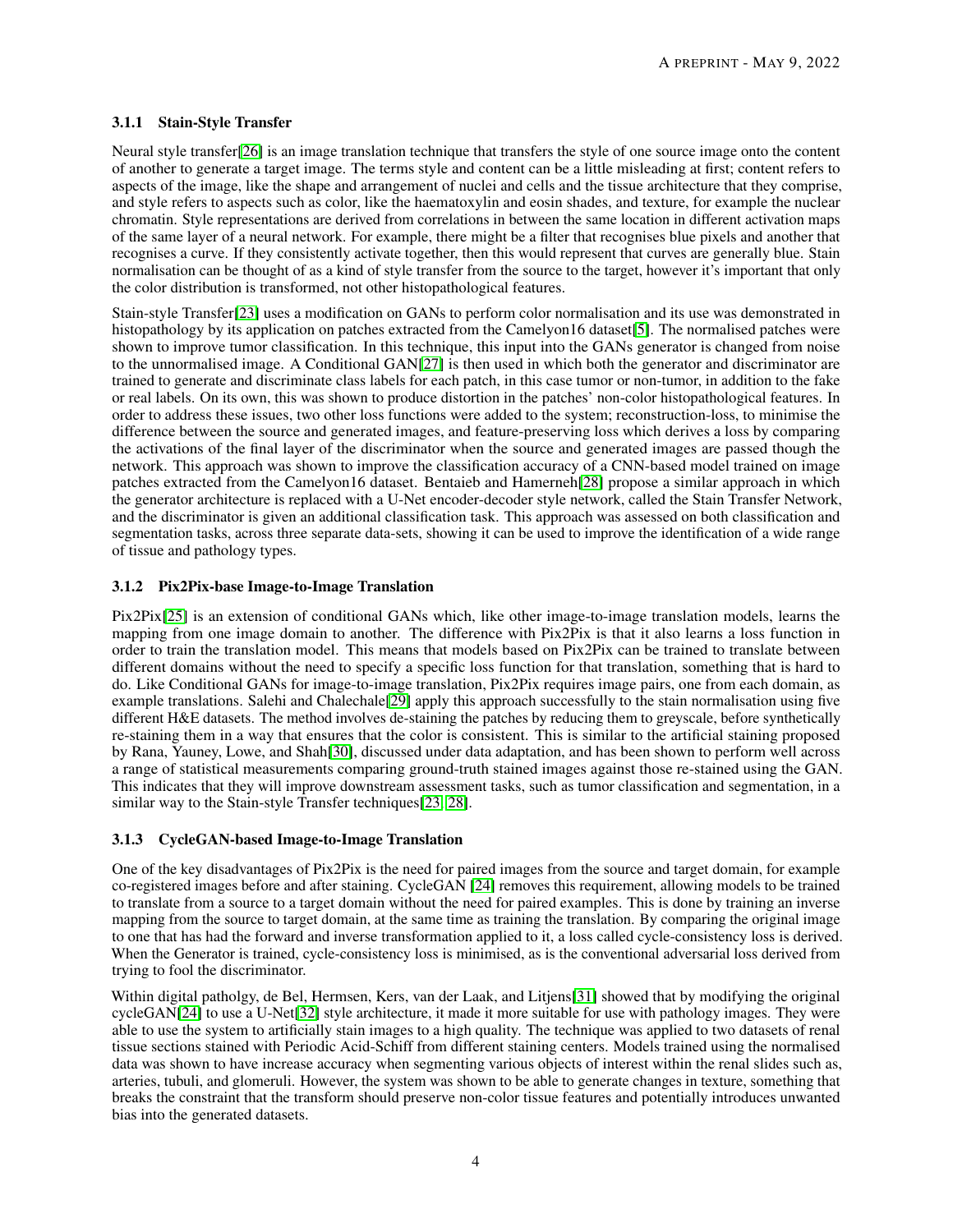### 3.1.1 Stain-Style Transfer

Neural style transfer[26] is an image translation technique that transfers the style of one source image onto the content of another to generate a target image. The terms style and content can be a little misleading at first; content refers to aspects of the image, like the shape and arrangement of nuclei and cells and the tissue architecture that they comprise, and style refers to aspects such as color, like the haematoxylin and eosin shades, and texture, for example the nuclear chromatin. Style representations are derived from correlations in between the same location in different activation maps of the same layer of a neural network. For example, there might be a filter that recognises blue pixels and another that recognises a curve. If they consistently activate together, then this would represent that curves are generally blue. Stain normalisation can be thought of as a kind of style transfer from the source to the target, however it's important that only the color distribution is transformed, not other histopathological features.

Stain-style Transfer[23] uses a modification on GANs to perform color normalisation and its use was demonstrated in histopathology by its application on patches extracted from the Camelyon16 dataset[5]. The normalised patches were shown to improve tumor classification. In this technique, this input into the GANs generator is changed from noise to the unnormalised image. A Conditional GAN[27] is then used in which both the generator and discriminator are trained to generate and discriminate class labels for each patch, in this case tumor or non-tumor, in addition to the fake or real labels. On its own, this was shown to produce distortion in the patches' non-color histopathological features. In order to address these issues, two other loss functions were added to the system; reconstruction-loss, to minimise the difference between the source and generated images, and feature-preserving loss which derives a loss by comparing the activations of the final layer of the discriminator when the source and generated images are passed though the network. This approach was shown to improve the classification accuracy of a CNN-based model trained on image patches extracted from the Camelyon16 dataset. Bentaieb and Hamerneh[28] propose a similar approach in which the generator architecture is replaced with a U-Net encoder-decoder style network, called the Stain Transfer Network, and the discriminator is given an additional classification task. This approach was assessed on both classification and segmentation tasks, across three separate data-sets, showing it can be used to improve the identification of a wide range of tissue and pathology types.

### 3.1.2 Pix2Pix-base Image-to-Image Translation

Pix2Pix[25] is an extension of conditional GANs which, like other image-to-image translation models, learns the mapping from one image domain to another. The difference with Pix2Pix is that it also learns a loss function in order to train the translation model. This means that models based on Pix2Pix can be trained to translate between different domains without the need to specify a specific loss function for that translation, something that is hard to do. Like Conditional GANs for image-to-image translation, Pix2Pix requires image pairs, one from each domain, as example translations. Salehi and Chalechale[29] apply this approach successfully to the stain normalisation using five different H&E datasets. The method involves de-staining the patches by reducing them to greyscale, before synthetically re-staining them in a way that ensures that the color is consistent. This is similar to the artificial staining proposed by Rana, Yauney, Lowe, and Shah[30], discussed under data adaptation, and has been shown to perform well across a range of statistical measurements comparing ground-truth stained images against those re-stained using the GAN. This indicates that they will improve downstream assessment tasks, such as tumor classification and segmentation, in a similar way to the Stain-style Transfer techniques[23, 28].

### 3.1.3 CycleGAN-based Image-to-Image Translation

One of the key disadvantages of Pix2Pix is the need for paired images from the source and target domain, for example co-registered images before and after staining. CycleGAN [24] removes this requirement, allowing models to be trained to translate from a source to a target domain without the need for paired examples. This is done by training an inverse mapping from the source to target domain, at the same time as training the translation. By comparing the original image to one that has had the forward and inverse transformation applied to it, a loss called cycle-consistency loss is derived. When the Generator is trained, cycle-consistency loss is minimised, as is the conventional adversarial loss derived from trying to fool the discriminator.

Within digital patholgy, de Bel, Hermsen, Kers, van der Laak, and Litjens[31] showed that by modifying the original cycleGAN[24] to use a U-Net[32] style architecture, it made it more suitable for use with pathology images. They were able to use the system to artificially stain images to a high quality. The technique was applied to two datasets of renal tissue sections stained with Periodic Acid-Schiff from different staining centers. Models trained using the normalised data was shown to have increase accuracy when segmenting various objects of interest within the renal slides such as, arteries, tubuli, and glomeruli. However, the system was shown to be able to generate changes in texture, something that breaks the constraint that the transform should preserve non-color tissue features and potentially introduces unwanted bias into the generated datasets.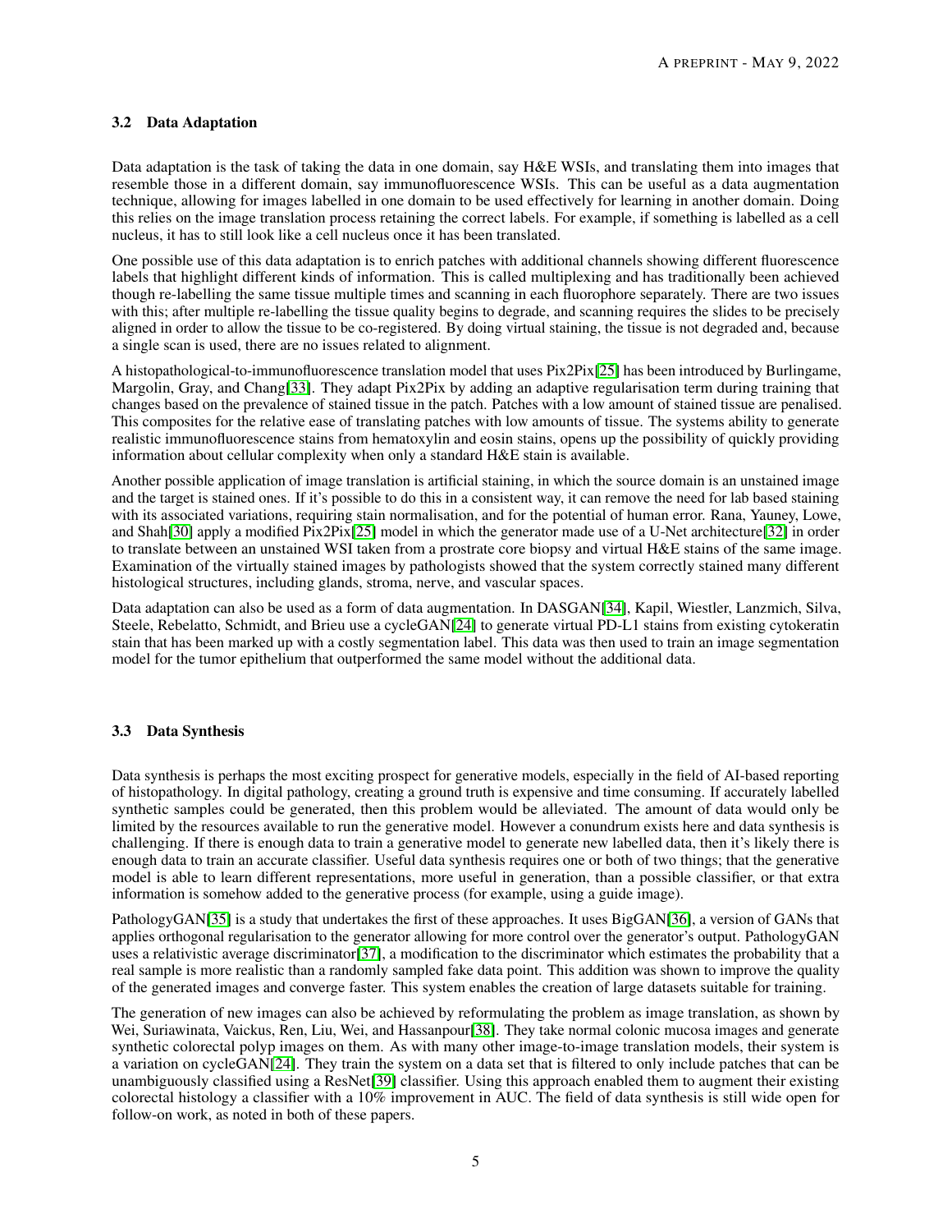### 3.2 Data Adaptation

Data adaptation is the task of taking the data in one domain, say H&E WSIs, and translating them into images that resemble those in a different domain, say immunofluorescence WSIs. This can be useful as a data augmentation technique, allowing for images labelled in one domain to be used effectively for learning in another domain. Doing this relies on the image translation process retaining the correct labels. For example, if something is labelled as a cell nucleus, it has to still look like a cell nucleus once it has been translated.

One possible use of this data adaptation is to enrich patches with additional channels showing different fluorescence labels that highlight different kinds of information. This is called multiplexing and has traditionally been achieved though re-labelling the same tissue multiple times and scanning in each fluorophore separately. There are two issues with this; after multiple re-labelling the tissue quality begins to degrade, and scanning requires the slides to be precisely aligned in order to allow the tissue to be co-registered. By doing virtual staining, the tissue is not degraded and, because a single scan is used, there are no issues related to alignment.

A histopathological-to-immunofluorescence translation model that uses Pix2Pix[25] has been introduced by Burlingame, Margolin, Gray, and Chang[33]. They adapt Pix2Pix by adding an adaptive regularisation term during training that changes based on the prevalence of stained tissue in the patch. Patches with a low amount of stained tissue are penalised. This composites for the relative ease of translating patches with low amounts of tissue. The systems ability to generate realistic immunofluorescence stains from hematoxylin and eosin stains, opens up the possibility of quickly providing information about cellular complexity when only a standard H&E stain is available.

Another possible application of image translation is artificial staining, in which the source domain is an unstained image and the target is stained ones. If it's possible to do this in a consistent way, it can remove the need for lab based staining with its associated variations, requiring stain normalisation, and for the potential of human error. Rana, Yauney, Lowe, and Shah[30] apply a modified Pix2Pix[25] model in which the generator made use of a U-Net architecture[32] in order to translate between an unstained WSI taken from a prostrate core biopsy and virtual H&E stains of the same image. Examination of the virtually stained images by pathologists showed that the system correctly stained many different histological structures, including glands, stroma, nerve, and vascular spaces.

Data adaptation can also be used as a form of data augmentation. In DASGAN[34], Kapil, Wiestler, Lanzmich, Silva, Steele, Rebelatto, Schmidt, and Brieu use a cycleGAN[24] to generate virtual PD-L1 stains from existing cytokeratin stain that has been marked up with a costly segmentation label. This data was then used to train an image segmentation model for the tumor epithelium that outperformed the same model without the additional data.

### 3.3 Data Synthesis

Data synthesis is perhaps the most exciting prospect for generative models, especially in the field of AI-based reporting of histopathology. In digital pathology, creating a ground truth is expensive and time consuming. If accurately labelled synthetic samples could be generated, then this problem would be alleviated. The amount of data would only be limited by the resources available to run the generative model. However a conundrum exists here and data synthesis is challenging. If there is enough data to train a generative model to generate new labelled data, then it's likely there is enough data to train an accurate classifier. Useful data synthesis requires one or both of two things; that the generative model is able to learn different representations, more useful in generation, than a possible classifier, or that extra information is somehow added to the generative process (for example, using a guide image).

PathologyGAN[35] is a study that undertakes the first of these approaches. It uses BigGAN[36], a version of GANs that applies orthogonal regularisation to the generator allowing for more control over the generator's output. PathologyGAN uses a relativistic average discriminator[37], a modification to the discriminator which estimates the probability that a real sample is more realistic than a randomly sampled fake data point. This addition was shown to improve the quality of the generated images and converge faster. This system enables the creation of large datasets suitable for training.

The generation of new images can also be achieved by reformulating the problem as image translation, as shown by Wei, Suriawinata, Vaickus, Ren, Liu, Wei, and Hassanpour[38]. They take normal colonic mucosa images and generate synthetic colorectal polyp images on them. As with many other image-to-image translation models, their system is a variation on cycleGAN[24]. They train the system on a data set that is filtered to only include patches that can be unambiguously classified using a ResNet[39] classifier. Using this approach enabled them to augment their existing colorectal histology a classifier with a 10% improvement in AUC. The field of data synthesis is still wide open for follow-on work, as noted in both of these papers.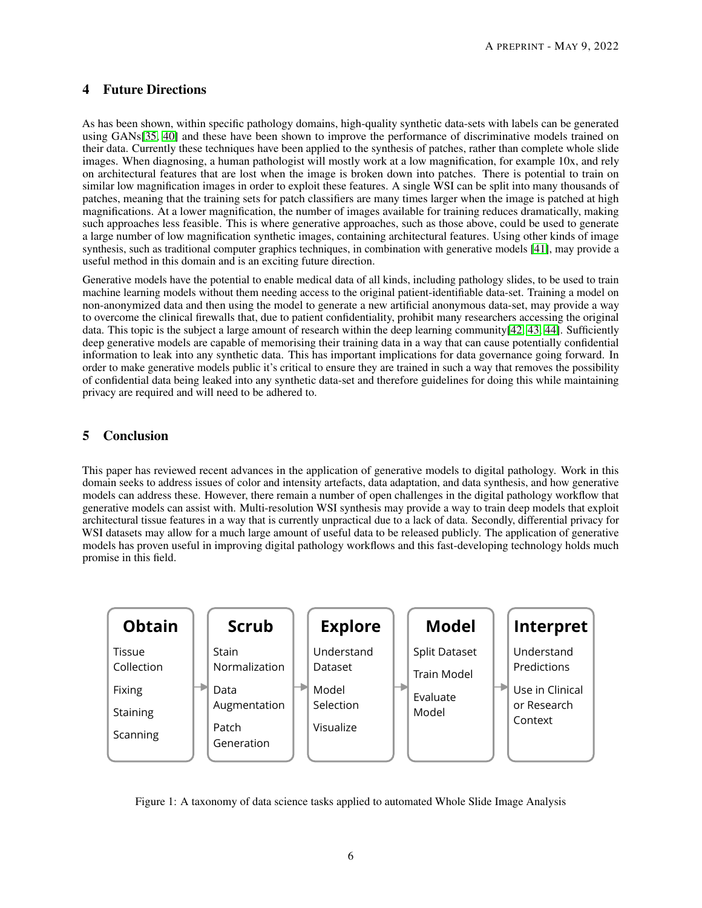## 4 Future Directions

As has been shown, within specific pathology domains, high-quality synthetic data-sets with labels can be generated using GANs[35, 40] and these have been shown to improve the performance of discriminative models trained on their data. Currently these techniques have been applied to the synthesis of patches, rather than complete whole slide images. When diagnosing, a human pathologist will mostly work at a low magnification, for example 10x, and rely on architectural features that are lost when the image is broken down into patches. There is potential to train on similar low magnification images in order to exploit these features. A single WSI can be split into many thousands of patches, meaning that the training sets for patch classifiers are many times larger when the image is patched at high magnifications. At a lower magnification, the number of images available for training reduces dramatically, making such approaches less feasible. This is where generative approaches, such as those above, could be used to generate a large number of low magnification synthetic images, containing architectural features. Using other kinds of image synthesis, such as traditional computer graphics techniques, in combination with generative models [41], may provide a useful method in this domain and is an exciting future direction.

Generative models have the potential to enable medical data of all kinds, including pathology slides, to be used to train machine learning models without them needing access to the original patient-identifiable data-set. Training a model on non-anonymized data and then using the model to generate a new artificial anonymous data-set, may provide a way to overcome the clinical firewalls that, due to patient confidentiality, prohibit many researchers accessing the original data. This topic is the subject a large amount of research within the deep learning community[42, 43, 44]. Sufficiently deep generative models are capable of memorising their training data in a way that can cause potentially confidential information to leak into any synthetic data. This has important implications for data governance going forward. In order to make generative models public it's critical to ensure they are trained in such a way that removes the possibility of confidential data being leaked into any synthetic data-set and therefore guidelines for doing this while maintaining privacy are required and will need to be adhered to.

## 5 Conclusion

This paper has reviewed recent advances in the application of generative models to digital pathology. Work in this domain seeks to address issues of color and intensity artefacts, data adaptation, and data synthesis, and how generative models can address these. However, there remain a number of open challenges in the digital pathology workflow that generative models can assist with. Multi-resolution WSI synthesis may provide a way to train deep models that exploit architectural tissue features in a way that is currently unpractical due to a lack of data. Secondly, differential privacy for WSI datasets may allow for a much large amount of useful data to be released publicly. The application of generative models has proven useful in improving digital pathology workflows and this fast-developing technology holds much promise in this field.

| Obtain | → | Scrub | → | Explore | → | Model | → | Interpret |
|---|---|---|---|---|---|---|---|---|
| Tissue Collection | | Stain Normalization | | Understand Dataset | | Split Dataset | | Understand Predictions |
| Fixing | | Data Augmentation | | Model Selection | | Train Model | | Use in Clinical or Research Context |
| Staining | | Patch Generation | | Visualize | | Evaluate Model | | |
| Scanning | | | | | | | | |

Figure 1: A taxonomy of data science tasks applied to automated Whole Slide Image Analysis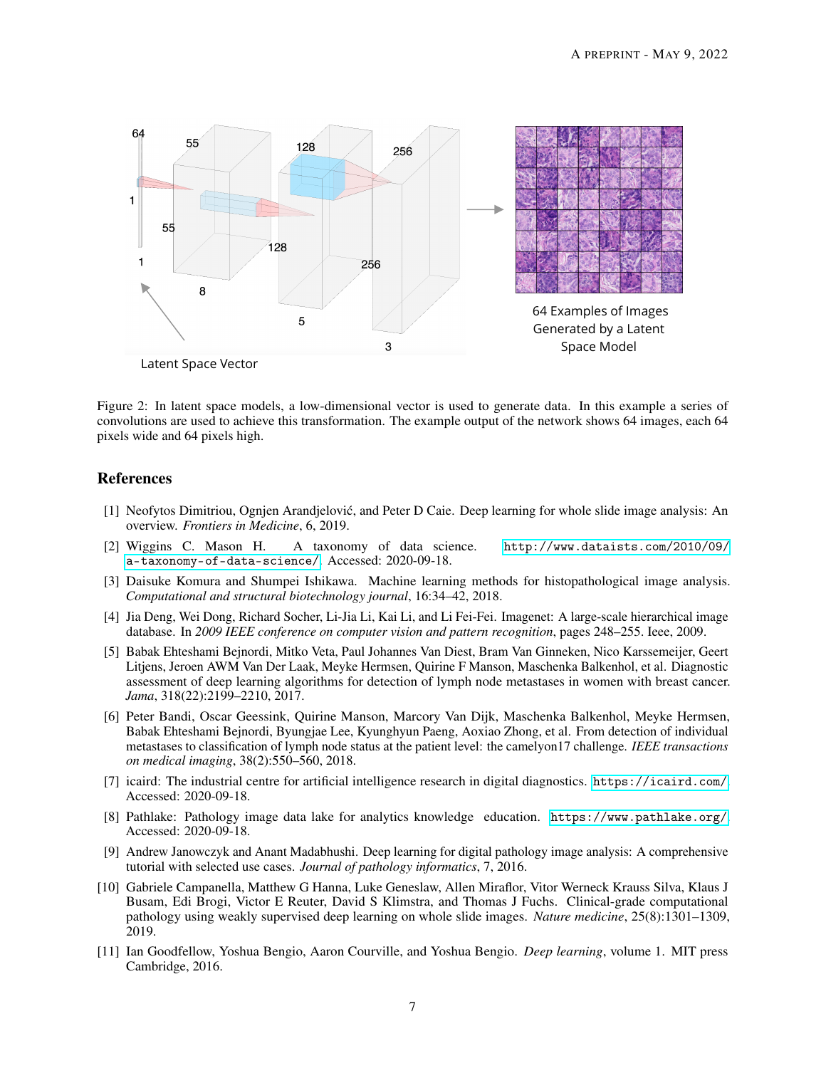Figure 2: In latent space models, a low-dimensional vector is used to generate data. In this example a series of convolutions are used to achieve this transformation. The example output of the network shows 64 images, each 64 pixels wide and 64 pixels high.

## References

[1] Neofytos Dimitriou, Ognjen Arandjelović, and Peter D Caie. Deep learning for whole slide image analysis: An overview. *Frontiers in Medicine*, 6, 2019.

[2] Wiggins C. Mason H. A taxonomy of data science. http://www.dataists.com/2010/09/a-taxonomy-of-data-science/. Accessed: 2020-09-18.

[3] Daisuke Komura and Shumpei Ishikawa. Machine learning methods for histopathological image analysis. *Computational and structural biotechnology journal*, 16:34–42, 2018.

[4] Jia Deng, Wei Dong, Richard Socher, Li-Jia Li, Kai Li, and Li Fei-Fei. Imagenet: A large-scale hierarchical image database. In *2009 IEEE conference on computer vision and pattern recognition*, pages 248–255. Ieee, 2009.

[5] Babak Ehteshami Bejnordi, Mitko Veta, Paul Johannes Van Diest, Bram Van Ginneken, Nico Karssemeijer, Geert Litjens, Jeroen AWM Van Der Laak, Meyke Hermsen, Quirine F Manson, Maschenka Balkenhol, et al. Diagnostic assessment of deep learning algorithms for detection of lymph node metastases in women with breast cancer. *Jama*, 318(22):2199–2210, 2017.

[6] Peter Bandi, Oscar Geessink, Quirine Manson, Marcory Van Dijk, Maschenka Balkenhol, Meyke Hermsen, Babak Ehteshami Bejnordi, Byungjae Lee, Kyunghyun Paeng, Aoxiao Zhong, et al. From detection of individual metastases to classification of lymph node status at the patient level: the camelyon17 challenge. *IEEE transactions on medical imaging*, 38(2):550–560, 2018.

[7] icaird: The industrial centre for artificial intelligence research in digital diagnostics. https://icaird.com/. Accessed: 2020-09-18.

[8] Pathlake: Pathology image data lake for analytics knowledge education. https://www.pathlake.org/. Accessed: 2020-09-18.

[9] Andrew Janowczyk and Anant Madabhushi. Deep learning for digital pathology image analysis: A comprehensive tutorial with selected use cases. *Journal of pathology informatics*, 7, 2016.

[10] Gabriele Campanella, Matthew G Hanna, Luke Geneslaw, Allen Miraflor, Vitor Werneck Krauss Silva, Klaus J Busam, Edi Brogi, Victor E Reuter, David S Klimstra, and Thomas J Fuchs. Clinical-grade computational pathology using weakly supervised deep learning on whole slide images. *Nature medicine*, 25(8):1301–1309, 2019.

[11] Ian Goodfellow, Yoshua Bengio, Aaron Courville, and Yoshua Bengio. *Deep learning*, volume 1. MIT press Cambridge, 2016.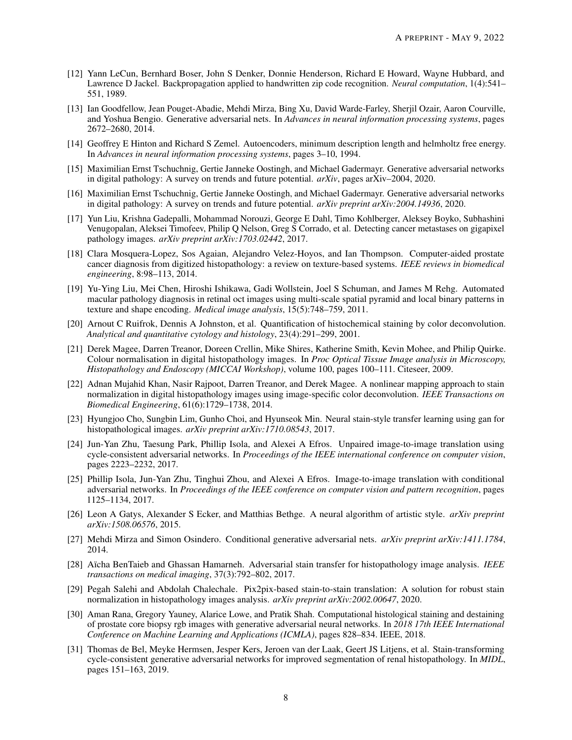[12] Yann LeCun, Bernhard Boser, John S Denker, Donnie Henderson, Richard E Howard, Wayne Hubbard, and Lawrence D Jackel. Backpropagation applied to handwritten zip code recognition. *Neural computation*, 1(4):541–551, 1989.

[13] Ian Goodfellow, Jean Pouget-Abadie, Mehdi Mirza, Bing Xu, David Warde-Farley, Sherjil Ozair, Aaron Courville, and Yoshua Bengio. Generative adversarial nets. In *Advances in neural information processing systems*, pages 2672–2680, 2014.

[14] Geoffrey E Hinton and Richard S Zemel. Autoencoders, minimum description length and helmholtz free energy. In *Advances in neural information processing systems*, pages 3–10, 1994.

[15] Maximilian Ernst Tschuchnig, Gertie Janneke Oostingh, and Michael Gadermayr. Generative adversarial networks in digital pathology: A survey on trends and future potential. *arXiv*, pages arXiv–2004, 2020.

[16] Maximilian Ernst Tschuchnig, Gertie Janneke Oostingh, and Michael Gadermayr. Generative adversarial networks in digital pathology: A survey on trends and future potential. *arXiv preprint arXiv:2004.14936*, 2020.

[17] Yun Liu, Krishna Gadepalli, Mohammad Norouzi, George E Dahl, Timo Kohlberger, Aleksey Boyko, Subhashini Venugopalan, Aleksei Timofeev, Philip Q Nelson, Greg S Corrado, et al. Detecting cancer metastases on gigapixel pathology images. *arXiv preprint arXiv:1703.02442*, 2017.

[18] Clara Mosquera-Lopez, Sos Agaian, Alejandro Velez-Hoyos, and Ian Thompson. Computer-aided prostate cancer diagnosis from digitized histopathology: a review on texture-based systems. *IEEE reviews in biomedical engineering*, 8:98–113, 2014.

[19] Yu-Ying Liu, Mei Chen, Hiroshi Ishikawa, Gadi Wollstein, Joel S Schuman, and James M Rehg. Automated macular pathology diagnosis in retinal oct images using multi-scale spatial pyramid and local binary patterns in texture and shape encoding. *Medical image analysis*, 15(5):748–759, 2011.

[20] Arnout C Ruifrok, Dennis A Johnston, et al. Quantification of histochemical staining by color deconvolution. *Analytical and quantitative cytology and histology*, 23(4):291–299, 2001.

[21] Derek Magee, Darren Treanor, Doreen Crellin, Mike Shires, Katherine Smith, Kevin Mohee, and Philip Quirke. Colour normalisation in digital histopathology images. In *Proc Optical Tissue Image analysis in Microscopy, Histopathology and Endoscopy (MICCAI Workshop)*, volume 100, pages 100–111. Citeseer, 2009.

[22] Adnan Mujahid Khan, Nasir Rajpoot, Darren Treanor, and Derek Magee. A nonlinear mapping approach to stain normalization in digital histopathology images using image-specific color deconvolution. *IEEE Transactions on Biomedical Engineering*, 61(6):1729–1738, 2014.

[23] Hyungjoo Cho, Sungbin Lim, Gunho Choi, and Hyunseok Min. Neural stain-style transfer learning using gan for histopathological images. *arXiv preprint arXiv:1710.08543*, 2017.

[24] Jun-Yan Zhu, Taesung Park, Phillip Isola, and Alexei A Efros. Unpaired image-to-image translation using cycle-consistent adversarial networks. In *Proceedings of the IEEE international conference on computer vision*, pages 2223–2232, 2017.

[25] Phillip Isola, Jun-Yan Zhu, Tinghui Zhou, and Alexei A Efros. Image-to-image translation with conditional adversarial networks. In *Proceedings of the IEEE conference on computer vision and pattern recognition*, pages 1125–1134, 2017.

[26] Leon A Gatys, Alexander S Ecker, and Matthias Bethge. A neural algorithm of artistic style. *arXiv preprint arXiv:1508.06576*, 2015.

[27] Mehdi Mirza and Simon Osindero. Conditional generative adversarial nets. *arXiv preprint arXiv:1411.1784*, 2014.

[28] Aïcha BenTaieb and Ghassan Hamarneh. Adversarial stain transfer for histopathology image analysis. *IEEE transactions on medical imaging*, 37(3):792–802, 2017.

[29] Pegah Salehi and Abdolah Chalechale. Pix2pix-based stain-to-stain translation: A solution for robust stain normalization in histopathology images analysis. *arXiv preprint arXiv:2002.00647*, 2020.

[30] Aman Rana, Gregory Yauney, Alarice Lowe, and Pratik Shah. Computational histological staining and destaining of prostate core biopsy rgb images with generative adversarial neural networks. In *2018 17th IEEE International Conference on Machine Learning and Applications (ICMLA)*, pages 828–834. IEEE, 2018.

[31] Thomas de Bel, Meyke Hermsen, Jesper Kers, Jeroen van der Laak, Geert JS Litjens, et al. Stain-transforming cycle-consistent generative adversarial networks for improved segmentation of renal histopathology. In *MIDL*, pages 151–163, 2019.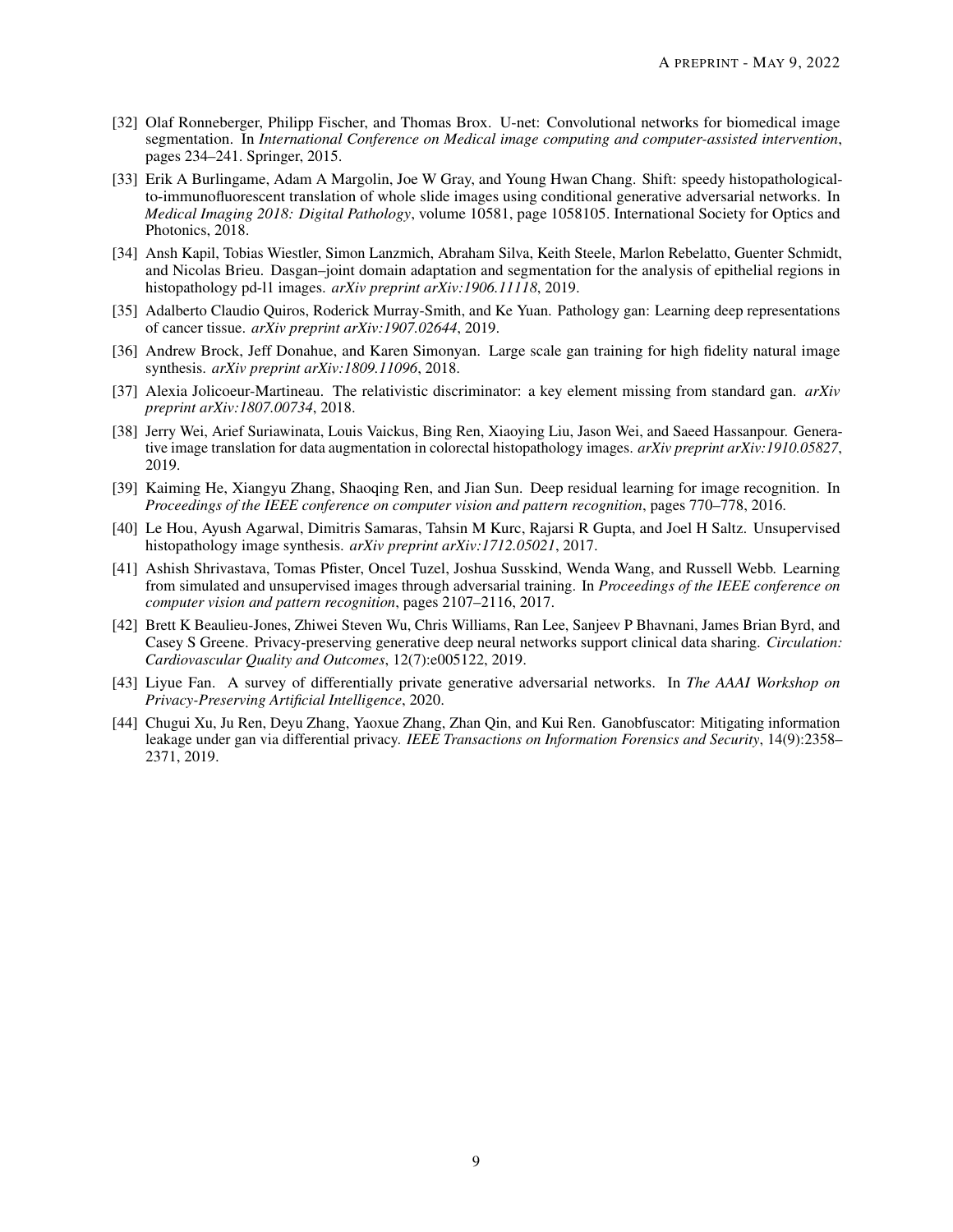[32] Olaf Ronneberger, Philipp Fischer, and Thomas Brox. U-net: Convolutional networks for biomedical image segmentation. In *International Conference on Medical image computing and computer-assisted intervention*, pages 234–241. Springer, 2015.

[33] Erik A Burlingame, Adam A Margolin, Joe W Gray, and Young Hwan Chang. Shift: speedy histopathological-to-immunofluorescent translation of whole slide images using conditional generative adversarial networks. In *Medical Imaging 2018: Digital Pathology*, volume 10581, page 1058105. International Society for Optics and Photonics, 2018.

[34] Ansh Kapil, Tobias Wiestler, Simon Lanzmich, Abraham Silva, Keith Steele, Marlon Rebelatto, Guenter Schmidt, and Nicolas Brieu. Dasgan–joint domain adaptation and segmentation for the analysis of epithelial regions in histopathology pd-l1 images. *arXiv preprint arXiv:1906.11118*, 2019.

[35] Adalberto Claudio Quiros, Roderick Murray-Smith, and Ke Yuan. Pathology gan: Learning deep representations of cancer tissue. *arXiv preprint arXiv:1907.02644*, 2019.

[36] Andrew Brock, Jeff Donahue, and Karen Simonyan. Large scale gan training for high fidelity natural image synthesis. *arXiv preprint arXiv:1809.11096*, 2018.

[37] Alexia Jolicoeur-Martineau. The relativistic discriminator: a key element missing from standard gan. *arXiv preprint arXiv:1807.00734*, 2018.

[38] Jerry Wei, Arief Suriawinata, Louis Vaickus, Bing Ren, Xiaoying Liu, Jason Wei, and Saeed Hassanpour. Generative image translation for data augmentation in colorectal histopathology images. *arXiv preprint arXiv:1910.05827*, 2019.

[39] Kaiming He, Xiangyu Zhang, Shaoqing Ren, and Jian Sun. Deep residual learning for image recognition. In *Proceedings of the IEEE conference on computer vision and pattern recognition*, pages 770–778, 2016.

[40] Le Hou, Ayush Agarwal, Dimitris Samaras, Tahsin M Kurc, Rajarsi R Gupta, and Joel H Saltz. Unsupervised histopathology image synthesis. *arXiv preprint arXiv:1712.05021*, 2017.

[41] Ashish Shrivastava, Tomas Pfister, Oncel Tuzel, Joshua Susskind, Wenda Wang, and Russell Webb. Learning from simulated and unsupervised images through adversarial training. In *Proceedings of the IEEE conference on computer vision and pattern recognition*, pages 2107–2116, 2017.

[42] Brett K Beaulieu-Jones, Zhiwei Steven Wu, Chris Williams, Ran Lee, Sanjeev P Bhavnani, James Brian Byrd, and Casey S Greene. Privacy-preserving generative deep neural networks support clinical data sharing. *Circulation: Cardiovascular Quality and Outcomes*, 12(7):e005122, 2019.

[43] Liyue Fan. A survey of differentially private generative adversarial networks. In *The AAAI Workshop on Privacy-Preserving Artificial Intelligence*, 2020.

[44] Chugui Xu, Ju Ren, Deyu Zhang, Yaoxue Zhang, Zhan Qin, and Kui Ren. Ganobfuscator: Mitigating information leakage under gan via differential privacy. *IEEE Transactions on Information Forensics and Security*, 14(9):2358–2371, 2019.